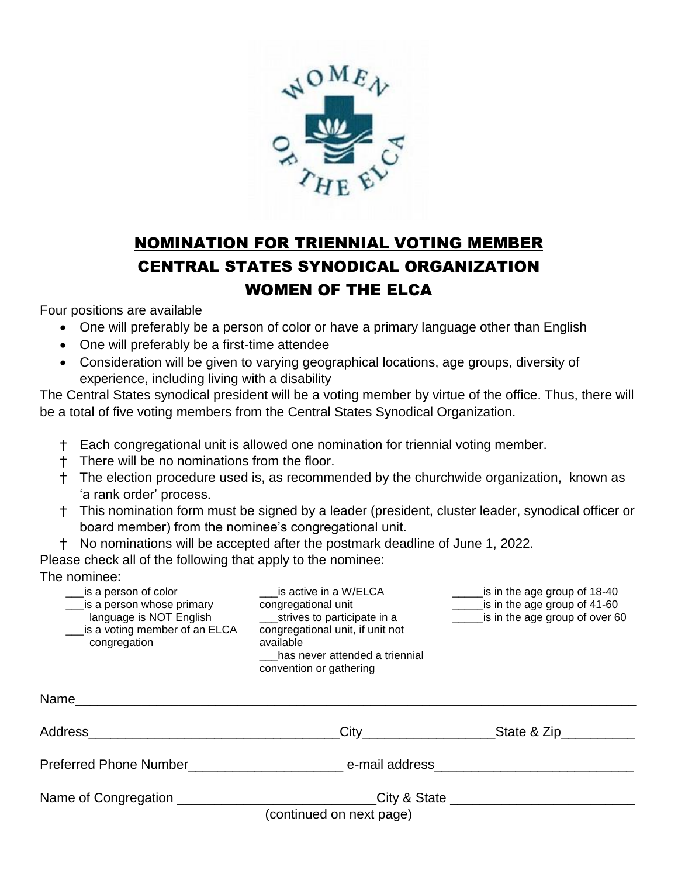# NOMINATION FOR TRIENNIAL VOTING MEMBER
# CENTRAL STATES SYNODICAL ORGANIZATION
# WOMEN OF THE ELCA

Four positions are available

- One will preferably be a person of color or have a primary language other than English
- One will preferably be a first-time attendee
- Consideration will be given to varying geographical locations, age groups, diversity of experience, including living with a disability

The Central States synodical president will be a voting member by virtue of the office. Thus, there will be a total of five voting members from the Central States Synodical Organization.

- † Each congregational unit is allowed one nomination for triennial voting member.
- † There will be no nominations from the floor.
- † The election procedure used is, as recommended by the churchwide organization, known as 'a rank order' process.
- † This nomination form must be signed by a leader (president, cluster leader, synodical officer or board member) from the nominee's congregational unit.
- † No nominations will be accepted after the postmark deadline of June 1, 2022.

Please check all of the following that apply to the nominee:

The nominee:

___is a person of color
___is a person whose primary language is NOT English
___is a voting member of an ELCA congregation
___is active in a W/ELCA congregational unit
___strives to participate in a congregational unit, if unit not available
___has never attended a triennial convention or gathering
_____is in the age group of 18-40
_____is in the age group of 41-60
_____is in the age group of over 60

Name___________________________________________________________________________

Address_________________________________City_________________State & Zip__________

Preferred Phone Number_____________________ e-mail address__________________________

Name of Congregation ___________________________City & State _________________________

(continued on next page)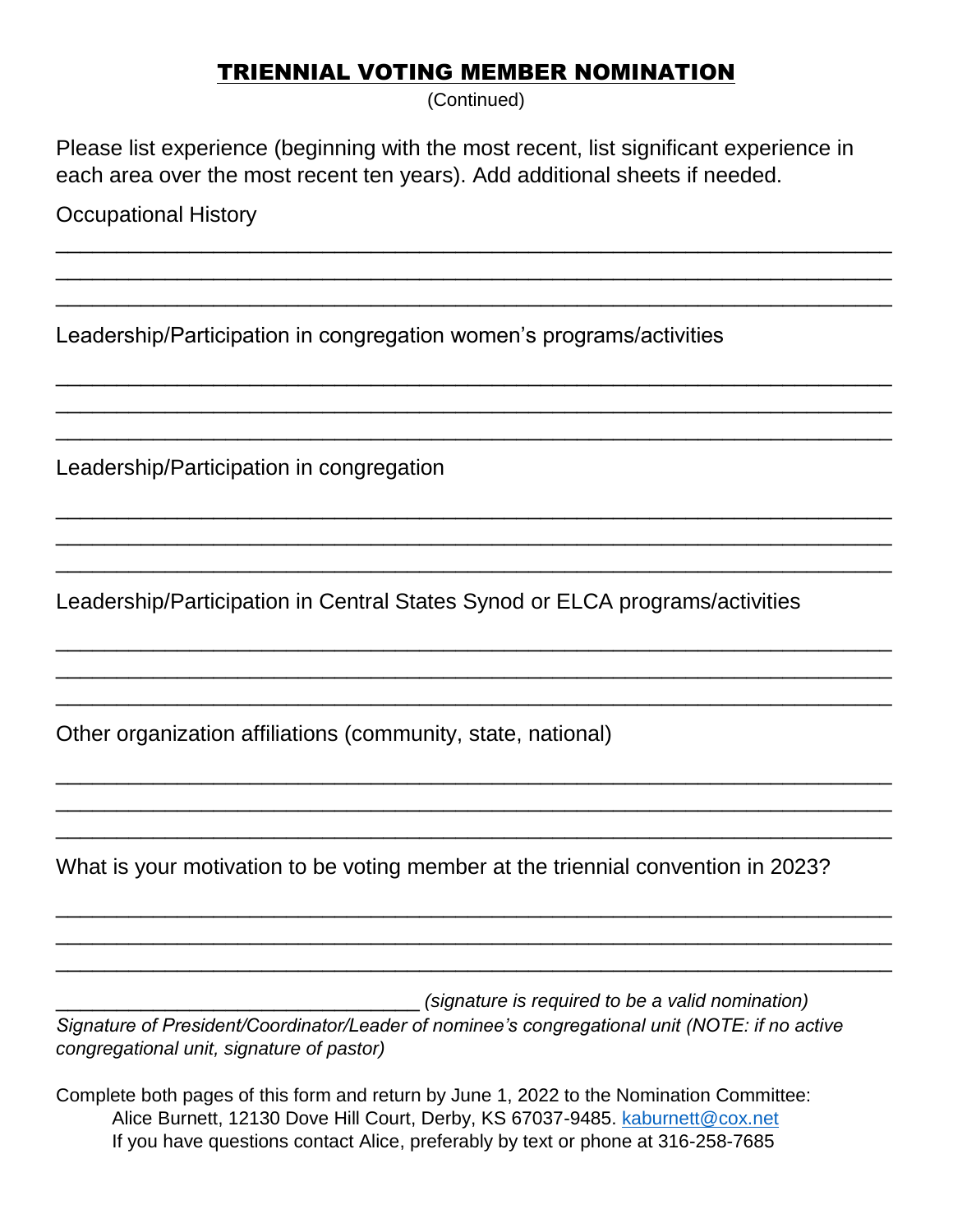# TRIENNIAL VOTING MEMBER NOMINATION

(Continued)

Please list experience (beginning with the most recent, list significant experience in each area over the most recent ten years). Add additional sheets if needed.

Occupational History

______________________________________________________________________
______________________________________________________________________
______________________________________________________________________

Leadership/Participation in congregation women's programs/activities

______________________________________________________________________
______________________________________________________________________
______________________________________________________________________

Leadership/Participation in congregation

______________________________________________________________________
______________________________________________________________________
______________________________________________________________________

Leadership/Participation in Central States Synod or ELCA programs/activities

______________________________________________________________________
______________________________________________________________________
______________________________________________________________________

Other organization affiliations (community, state, national)

______________________________________________________________________
______________________________________________________________________
______________________________________________________________________

What is your motivation to be voting member at the triennial convention in 2023?

______________________________________________________________________
______________________________________________________________________
______________________________________________________________________

________________________________ *(signature is required to be a valid nomination)*

*Signature of President/Coordinator/Leader of nominee's congregational unit (NOTE: if no active congregational unit, signature of pastor)*

Complete both pages of this form and return by June 1, 2022 to the Nomination Committee:

Alice Burnett, 12130 Dove Hill Court, Derby, KS 67037-9485. kaburnett@cox.net

If you have questions contact Alice, preferably by text or phone at 316-258-7685